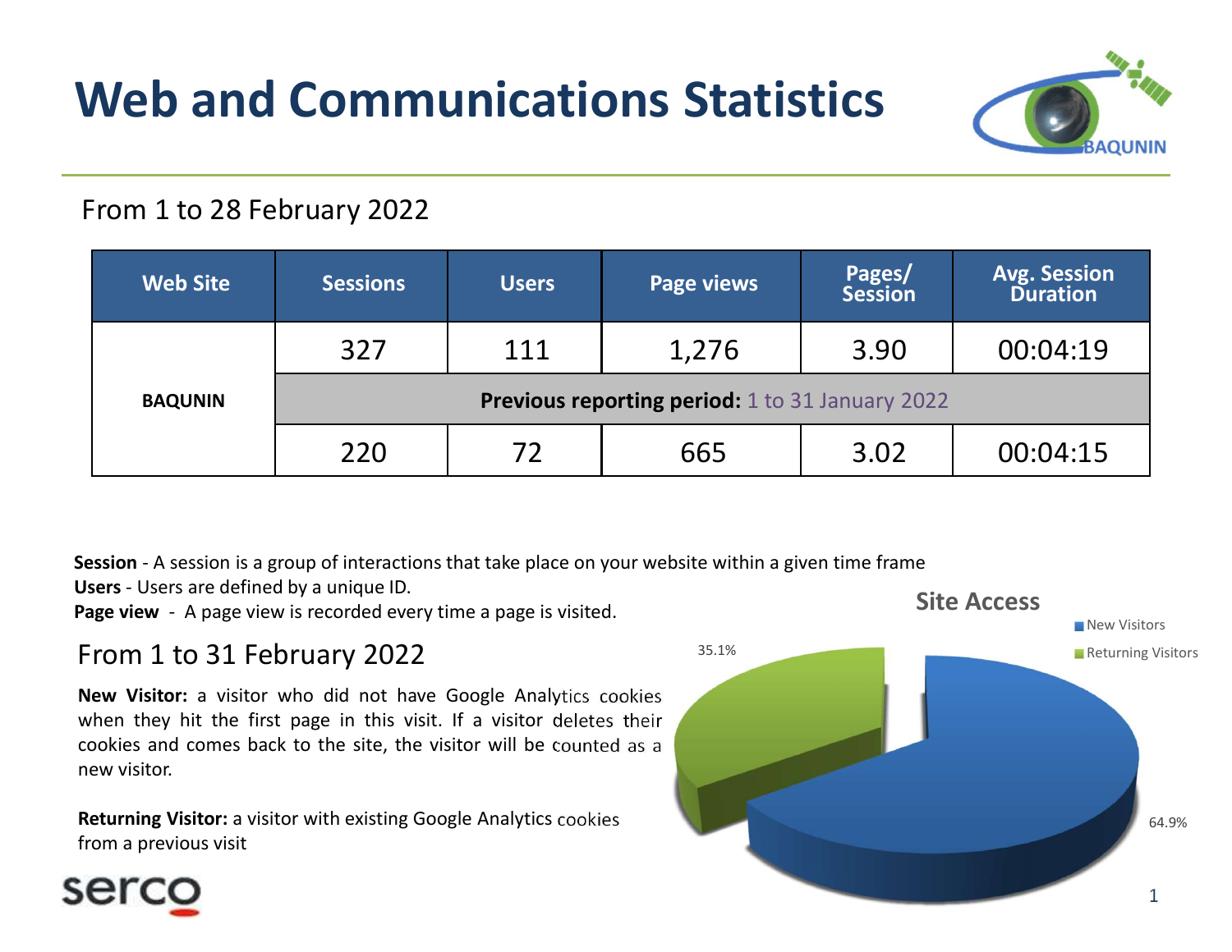# Web and Communications Statistics

From 1 to 28 February 2022

| Web Site | Sessions | Users | Page views | Pages/ Session | Avg. Session Duration |
|---|---|---|---|---|---|
| BAQUNIN | 327 | 111 | 1,276 | 3.90 | 00:04:19 |
| | **Previous reporting period:** 1 to 31 January 2022 | | | | |
| | 220 | 72 | 665 | 3.02 | 00:04:15 |

**Session** - A session is a group of interactions that take place on your website within a given time frame
**Users** - Users are defined by a unique ID.
**Page view** - A page view is recorded every time a page is visited.

## From 1 to 31 February 2022

**New Visitor:** a visitor who did not have Google Analytics cookies when they hit the first page in this visit. If a visitor deletes their cookies and comes back to the site, the visitor will be counted as a new visitor.

**Returning Visitor:** a visitor with existing Google Analytics cookies from a previous visit

**Site Access**

| Site Access | % |
|---|---|
| New Visitors | 64.9% |
| Returning Visitors | 35.1% |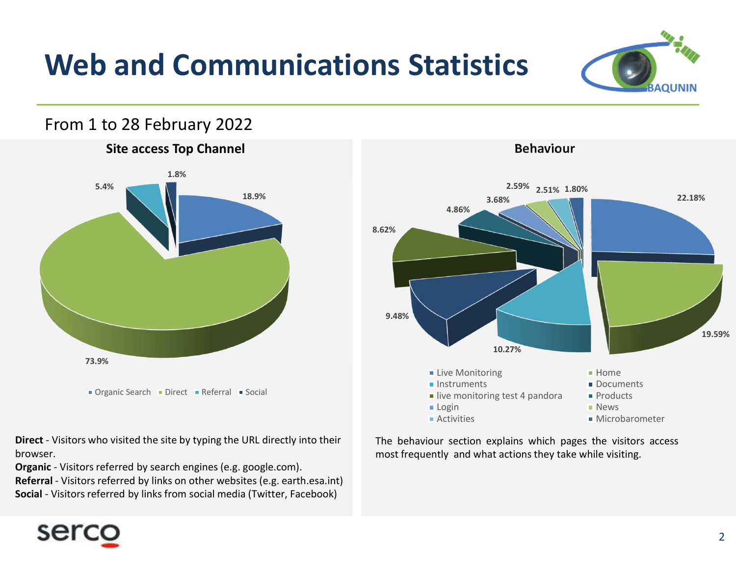# Web and Communications Statistics

From 1 to 28 February 2022

## Site access Top Channel

| Channel | Share |
|---|---|
| Organic Search | 18.9% |
| Direct | 73.9% |
| Referral | 5.4% |
| Social | 1.8% |

**Direct** - Visitors who visited the site by typing the URL directly into their browser.
**Organic** - Visitors referred by search engines (e.g. google.com).
**Referral** - Visitors referred by links on other websites (e.g. earth.esa.int)
**Social** - Visitors referred by links from social media (Twitter, Facebook)

## Behaviour

Chart values: 22.18%, 19.59%, 10.27%, 9.48%, 8.62%, 4.86%, 3.68%, 2.59%, 2.51%, 1.80%

Legend: Live Monitoring, Home, Instruments, Documents, live monitoring test 4 pandora, Products, Login, News, Activities, Microbarometer

The behaviour section explains which pages the visitors access most frequently and what actions they take while visiting.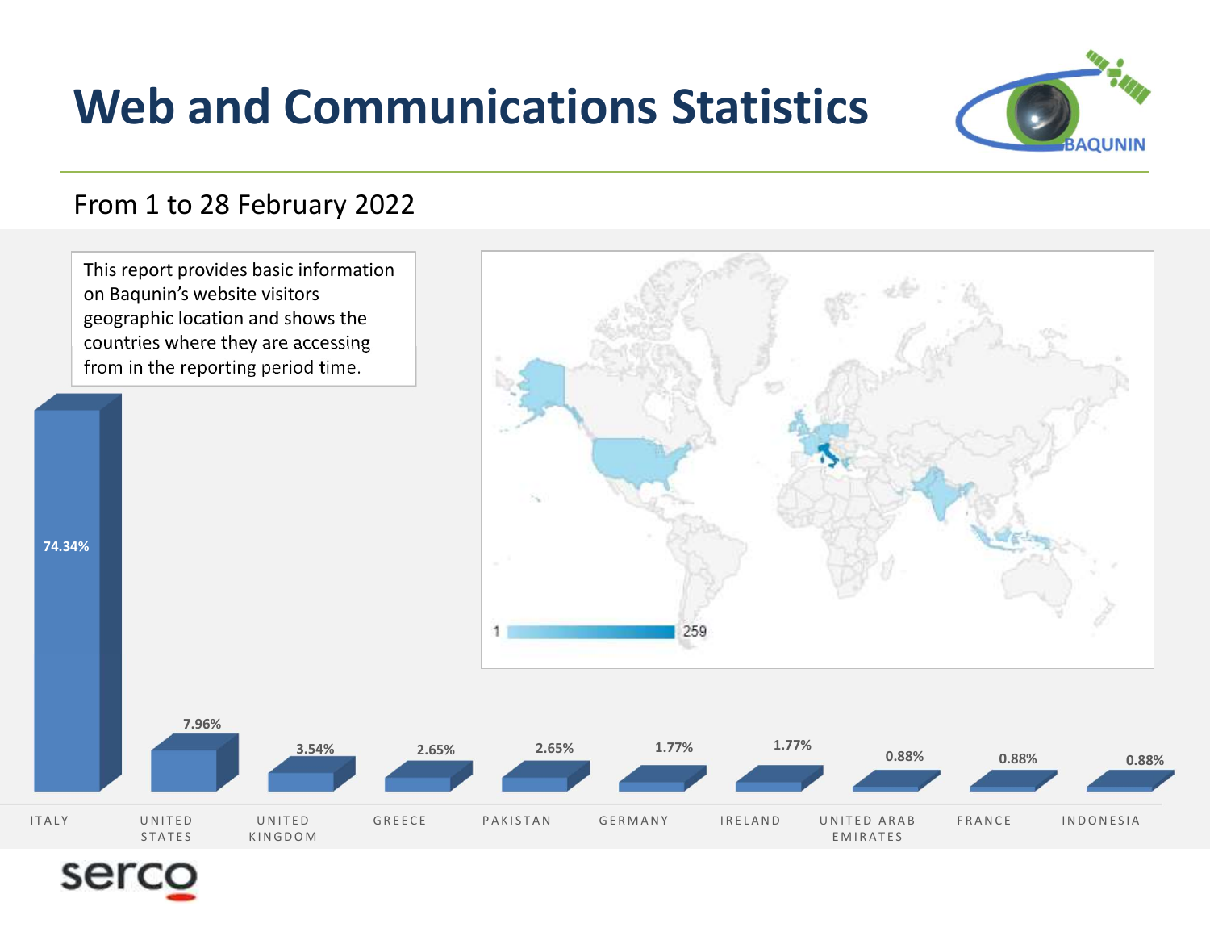# Web and Communications Statistics

BAQUNIN

From 1 to 28 February 2022

This report provides basic information on Baqunin's website visitors geographic location and shows the countries where they are accessing from in the reporting period time.

1
259

74.34%
7.96%
3.54%
2.65%
2.65%
1.77%
1.77%
0.88%
0.88%
0.88%

ITALY
UNITED STATES
UNITED KINGDOM
GREECE
PAKISTAN
GERMANY
IRELAND
UNITED ARAB EMIRATES
FRANCE
INDONESIA

serco